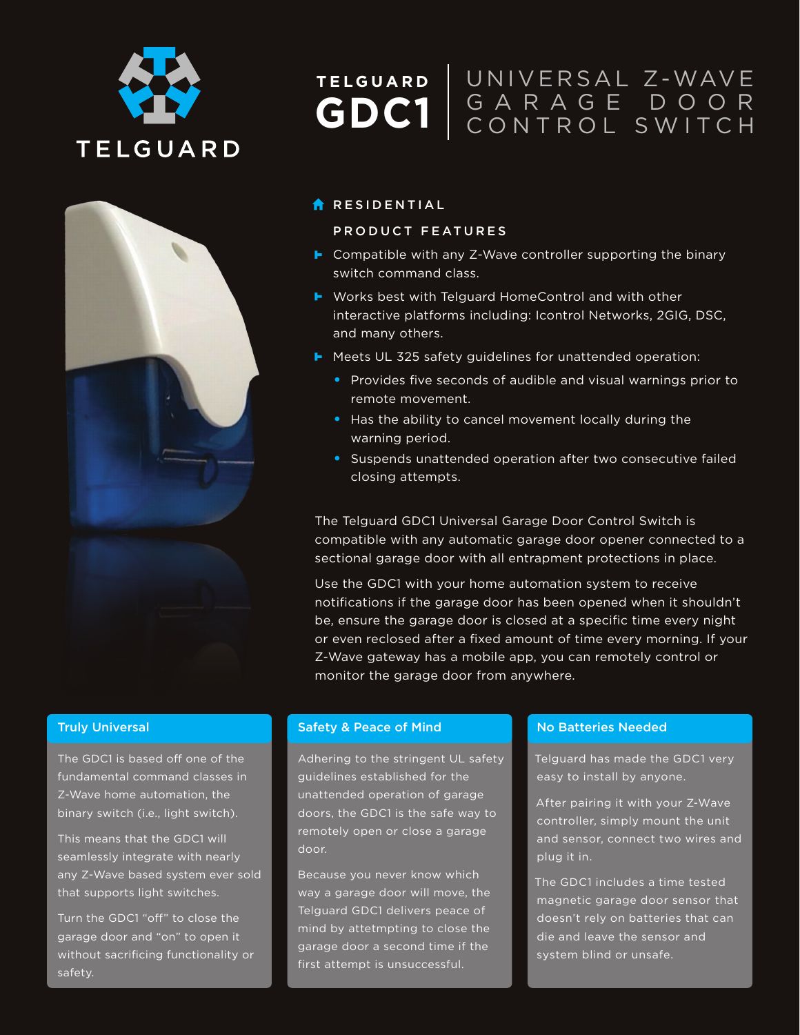TELGUARD

# TELGUARD GDC1 | UNIVERSAL Z-WAVE GARAGE DOOR CONTROL SWITCH

## RESIDENTIAL

### PRODUCT FEATURES

- Compatible with any Z-Wave controller supporting the binary switch command class.
- Works best with Telguard HomeControl and with other interactive platforms including: Icontrol Networks, 2GIG, DSC, and many others.
- Meets UL 325 safety guidelines for unattended operation:
  - Provides five seconds of audible and visual warnings prior to remote movement.
  - Has the ability to cancel movement locally during the warning period.
  - Suspends unattended operation after two consecutive failed closing attempts.

The Telguard GDC1 Universal Garage Door Control Switch is compatible with any automatic garage door opener connected to a sectional garage door with all entrapment protections in place.

Use the GDC1 with your home automation system to receive notifications if the garage door has been opened when it shouldn't be, ensure the garage door is closed at a specific time every night or even reclosed after a fixed amount of time every morning. If your Z-Wave gateway has a mobile app, you can remotely control or monitor the garage door from anywhere.

### Truly Universal

The GDC1 is based off one of the fundamental command classes in Z-Wave home automation, the binary switch (i.e., light switch).

This means that the GDC1 will seamlessly integrate with nearly any Z-Wave based system ever sold that supports light switches.

Turn the GDC1 "off" to close the garage door and "on" to open it without sacrificing functionality or safety.

### Safety & Peace of Mind

Adhering to the stringent UL safety guidelines established for the unattended operation of garage doors, the GDC1 is the safe way to remotely open or close a garage door.

Because you never know which way a garage door will move, the Telguard GDC1 delivers peace of mind by attetmpting to close the garage door a second time if the first attempt is unsuccessful.

### No Batteries Needed

Telguard has made the GDC1 very easy to install by anyone.

After pairing it with your Z-Wave controller, simply mount the unit and sensor, connect two wires and plug it in.

The GDC1 includes a time tested magnetic garage door sensor that doesn't rely on batteries that can die and leave the sensor and system blind or unsafe.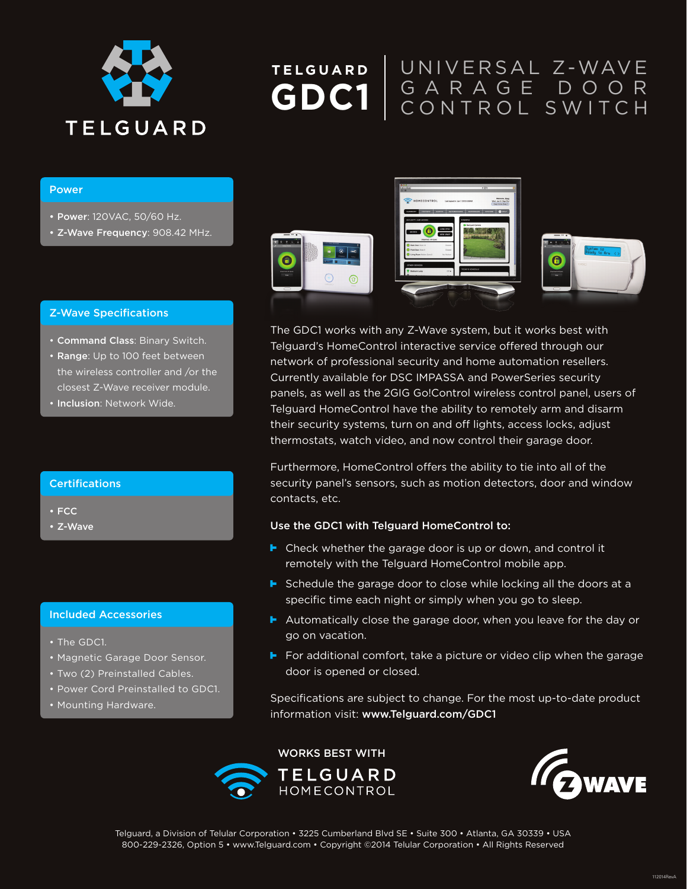# TELGUARD GDC1

## UNIVERSAL Z-WAVE GARAGE DOOR CONTROL SWITCH

### Power

- **Power**: 120VAC, 50/60 Hz.
- **Z-Wave Frequency**: 908.42 MHz.

### Z-Wave Specifications

- **Command Class**: Binary Switch.
- **Range**: Up to 100 feet between the wireless controller and /or the closest Z-Wave receiver module.
- **Inclusion**: Network Wide.

### Certifications

- FCC
- Z-Wave

### Included Accessories

- The GDC1.
- Magnetic Garage Door Sensor.
- Two (2) Preinstalled Cables.
- Power Cord Preinstalled to GDC1.
- Mounting Hardware.

The GDC1 works with any Z-Wave system, but it works best with Telguard's HomeControl interactive service offered through our network of professional security and home automation resellers. Currently available for DSC IMPASSA and PowerSeries security panels, as well as the 2GIG Go!Control wireless control panel, users of Telguard HomeControl have the ability to remotely arm and disarm their security systems, turn on and off lights, access locks, adjust thermostats, watch video, and now control their garage door.

Furthermore, HomeControl offers the ability to tie into all of the security panel's sensors, such as motion detectors, door and window contacts, etc.

**Use the GDC1 with Telguard HomeControl to:**

- Check whether the garage door is up or down, and control it remotely with the Telguard HomeControl mobile app.
- Schedule the garage door to close while locking all the doors at a specific time each night or simply when you go to sleep.
- Automatically close the garage door, when you leave for the day or go on vacation.
- For additional comfort, take a picture or video clip when the garage door is opened or closed.

Specifications are subject to change. For the most up-to-date product information visit: **www.Telguard.com/GDC1**

WORKS BEST WITH TELGUARD HOMECONTROL

Telguard, a Division of Telular Corporation • 3225 Cumberland Blvd SE • Suite 300 • Atlanta, GA 30339 • USA
800-229-2326, Option 5 • www.Telguard.com • Copyright ©2014 Telular Corporation • All Rights Reserved

112014RevA